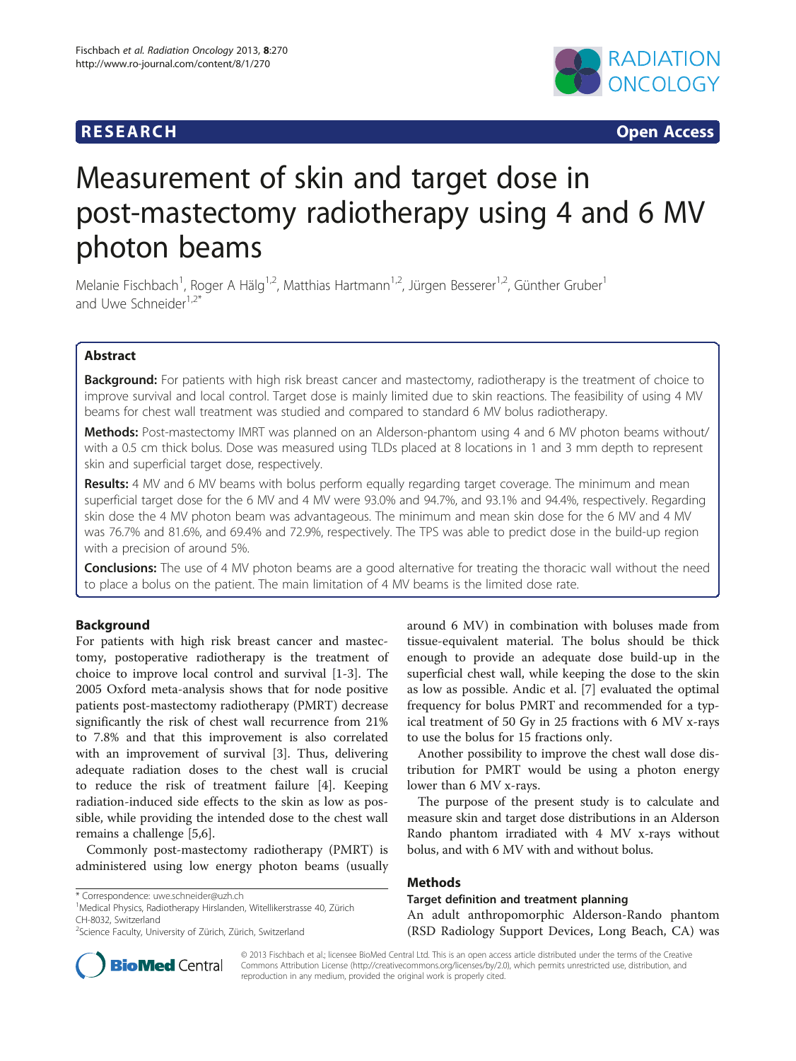**RESEARCH** **Open Access**

# Measurement of skin and target dose in post-mastectomy radiotherapy using 4 and 6 MV photon beams

Melanie Fischbach[1], Roger A Hälg[1,2], Matthias Hartmann[1,2], Jürgen Besserer[1,2], Günther Gruber[1] and Uwe Schneider[1,2*]

## Abstract

**Background:** For patients with high risk breast cancer and mastectomy, radiotherapy is the treatment of choice to improve survival and local control. Target dose is mainly limited due to skin reactions. The feasibility of using 4 MV beams for chest wall treatment was studied and compared to standard 6 MV bolus radiotherapy.

**Methods:** Post-mastectomy IMRT was planned on an Alderson-phantom using 4 and 6 MV photon beams without/ with a 0.5 cm thick bolus. Dose was measured using TLDs placed at 8 locations in 1 and 3 mm depth to represent skin and superficial target dose, respectively.

**Results:** 4 MV and 6 MV beams with bolus perform equally regarding target coverage. The minimum and mean superficial target dose for the 6 MV and 4 MV were 93.0% and 94.7%, and 93.1% and 94.4%, respectively. Regarding skin dose the 4 MV photon beam was advantageous. The minimum and mean skin dose for the 6 MV and 4 MV was 76.7% and 81.6%, and 69.4% and 72.9%, respectively. The TPS was able to predict dose in the build-up region with a precision of around 5%.

**Conclusions:** The use of 4 MV photon beams are a good alternative for treating the thoracic wall without the need to place a bolus on the patient. The main limitation of 4 MV beams is the limited dose rate.

## Background

For patients with high risk breast cancer and mastectomy, postoperative radiotherapy is the treatment of choice to improve local control and survival [1-3]. The 2005 Oxford meta-analysis shows that for node positive patients post-mastectomy radiotherapy (PMRT) decrease significantly the risk of chest wall recurrence from 21% to 7.8% and that this improvement is also correlated with an improvement of survival [3]. Thus, delivering adequate radiation doses to the chest wall is crucial to reduce the risk of treatment failure [4]. Keeping radiation-induced side effects to the skin as low as possible, while providing the intended dose to the chest wall remains a challenge [5,6].

Commonly post-mastectomy radiotherapy (PMRT) is administered using low energy photon beams (usually around 6 MV) in combination with boluses made from tissue-equivalent material. The bolus should be thick enough to provide an adequate dose build-up in the superficial chest wall, while keeping the dose to the skin as low as possible. Andic et al. [7] evaluated the optimal frequency for bolus PMRT and recommended for a typical treatment of 50 Gy in 25 fractions with 6 MV x-rays to use the bolus for 15 fractions only.

Another possibility to improve the chest wall dose distribution for PMRT would be using a photon energy lower than 6 MV x-rays.

The purpose of the present study is to calculate and measure skin and target dose distributions in an Alderson Rando phantom irradiated with 4 MV x-rays without bolus, and with 6 MV with and without bolus.

## Methods

### Target definition and treatment planning

An adult anthropomorphic Alderson-Rando phantom (RSD Radiology Support Devices, Long Beach, CA) was

\* Correspondence: uwe.schneider@uzh.ch
[1]Medical Physics, Radiotherapy Hirslanden, Witellikerstrasse 40, Zürich CH-8032, Switzerland
[2]Science Faculty, University of Zürich, Zürich, Switzerland

© 2013 Fischbach et al.; licensee BioMed Central Ltd. This is an open access article distributed under the terms of the Creative Commons Attribution License (http://creativecommons.org/licenses/by/2.0), which permits unrestricted use, distribution, and reproduction in any medium, provided the original work is properly cited.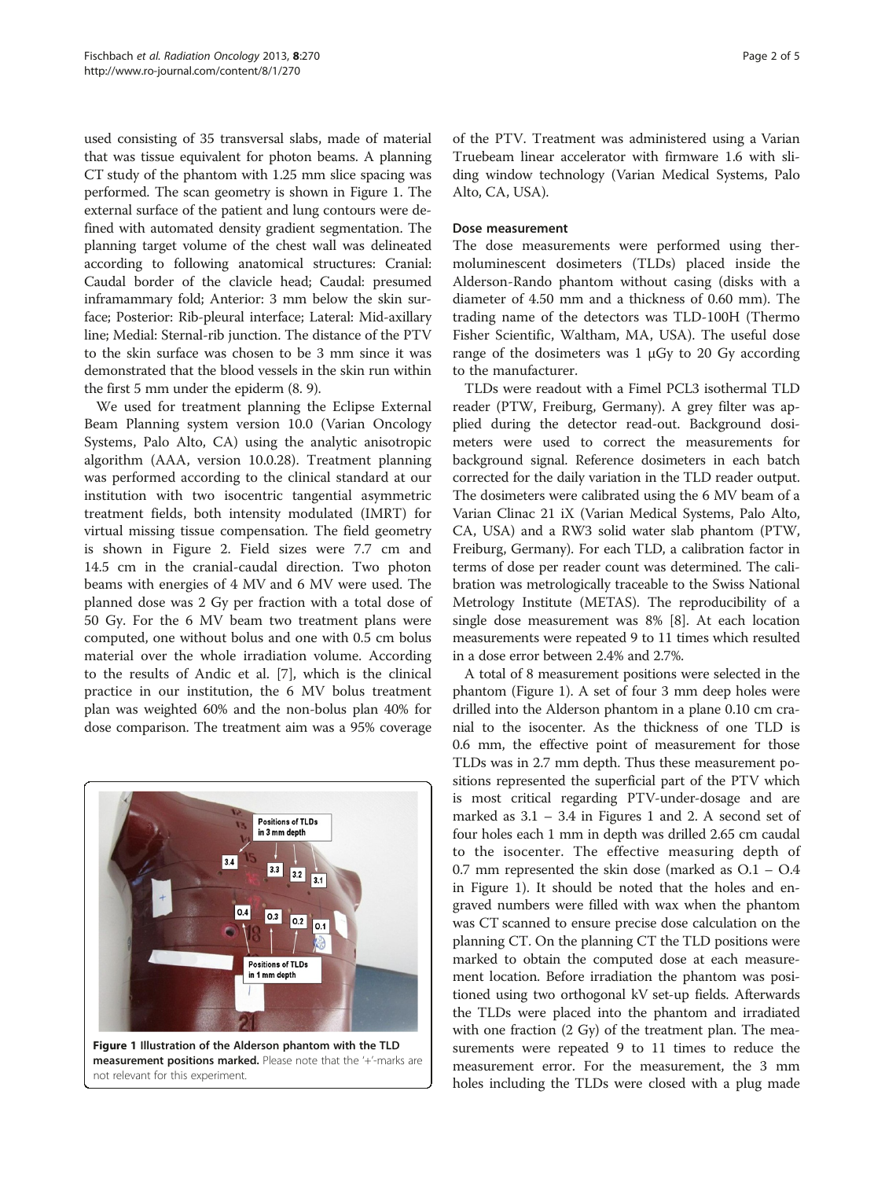used consisting of 35 transversal slabs, made of material that was tissue equivalent for photon beams. A planning CT study of the phantom with 1.25 mm slice spacing was performed. The scan geometry is shown in Figure 1. The external surface of the patient and lung contours were defined with automated density gradient segmentation. The planning target volume of the chest wall was delineated according to following anatomical structures: Cranial: Caudal border of the clavicle head; Caudal: presumed inframammary fold; Anterior: 3 mm below the skin surface; Posterior: Rib-pleural interface; Lateral: Mid-axillary line; Medial: Sternal-rib junction. The distance of the PTV to the skin surface was chosen to be 3 mm since it was demonstrated that the blood vessels in the skin run within the first 5 mm under the epiderm (8. 9).

We used for treatment planning the Eclipse External Beam Planning system version 10.0 (Varian Oncology Systems, Palo Alto, CA) using the analytic anisotropic algorithm (AAA, version 10.0.28). Treatment planning was performed according to the clinical standard at our institution with two isocentric tangential asymmetric treatment fields, both intensity modulated (IMRT) for virtual missing tissue compensation. The field geometry is shown in Figure 2. Field sizes were 7.7 cm and 14.5 cm in the cranial-caudal direction. Two photon beams with energies of 4 MV and 6 MV were used. The planned dose was 2 Gy per fraction with a total dose of 50 Gy. For the 6 MV beam two treatment plans were computed, one without bolus and one with 0.5 cm bolus material over the whole irradiation volume. According to the results of Andic et al. [7], which is the clinical practice in our institution, the 6 MV bolus treatment plan was weighted 60% and the non-bolus plan 40% for dose comparison. The treatment aim was a 95% coverage of the PTV. Treatment was administered using a Varian Truebeam linear accelerator with firmware 1.6 with sliding window technology (Varian Medical Systems, Palo Alto, CA, USA).

**Figure 1 Illustration of the Alderson phantom with the TLD measurement positions marked.** Please note that the '+'-marks are not relevant for this experiment.

### Dose measurement

The dose measurements were performed using thermoluminescent dosimeters (TLDs) placed inside the Alderson-Rando phantom without casing (disks with a diameter of 4.50 mm and a thickness of 0.60 mm). The trading name of the detectors was TLD-100H (Thermo Fisher Scientific, Waltham, MA, USA). The useful dose range of the dosimeters was 1 μGy to 20 Gy according to the manufacturer.

TLDs were readout with a Fimel PCL3 isothermal TLD reader (PTW, Freiburg, Germany). A grey filter was applied during the detector read-out. Background dosimeters were used to correct the measurements for background signal. Reference dosimeters in each batch corrected for the daily variation in the TLD reader output. The dosimeters were calibrated using the 6 MV beam of a Varian Clinac 21 iX (Varian Medical Systems, Palo Alto, CA, USA) and a RW3 solid water slab phantom (PTW, Freiburg, Germany). For each TLD, a calibration factor in terms of dose per reader count was determined. The calibration was metrologically traceable to the Swiss National Metrology Institute (METAS). The reproducibility of a single dose measurement was 8% [8]. At each location measurements were repeated 9 to 11 times which resulted in a dose error between 2.4% and 2.7%.

A total of 8 measurement positions were selected in the phantom (Figure 1). A set of four 3 mm deep holes were drilled into the Alderson phantom in a plane 0.10 cm cranial to the isocenter. As the thickness of one TLD is 0.6 mm, the effective point of measurement for those TLDs was in 2.7 mm depth. Thus these measurement positions represented the superficial part of the PTV which is most critical regarding PTV-under-dosage and are marked as 3.1 – 3.4 in Figures 1 and 2. A second set of four holes each 1 mm in depth was drilled 2.65 cm caudal to the isocenter. The effective measuring depth of 0.7 mm represented the skin dose (marked as O.1 – O.4 in Figure 1). It should be noted that the holes and engraved numbers were filled with wax when the phantom was CT scanned to ensure precise dose calculation on the planning CT. On the planning CT the TLD positions were marked to obtain the computed dose at each measurement location. Before irradiation the phantom was positioned using two orthogonal kV set-up fields. Afterwards the TLDs were placed into the phantom and irradiated with one fraction (2 Gy) of the treatment plan. The measurements were repeated 9 to 11 times to reduce the measurement error. For the measurement, the 3 mm holes including the TLDs were closed with a plug made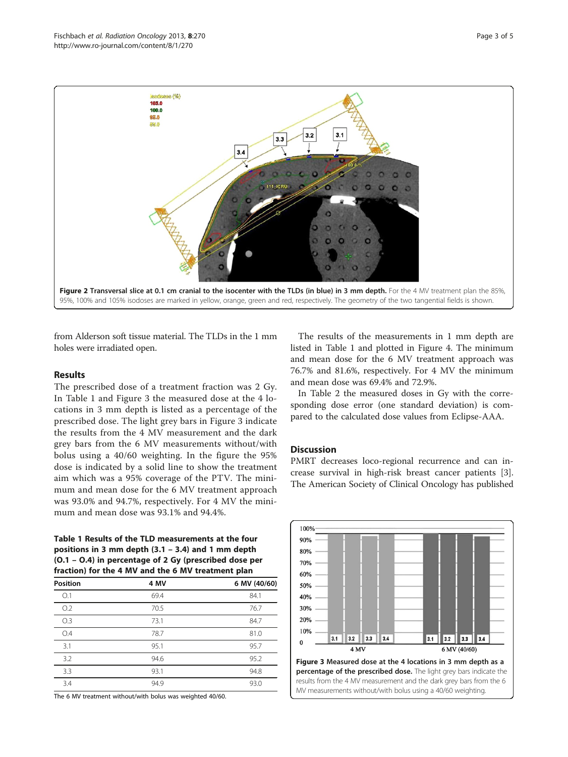**Figure 2 Transversal slice at 0.1 cm cranial to the isocenter with the TLDs (in blue) in 3 mm depth.** For the 4 MV treatment plan the 85%, 95%, 100% and 105% isodoses are marked in yellow, orange, green and red, respectively. The geometry of the two tangential fields is shown.

from Alderson soft tissue material. The TLDs in the 1 mm holes were irradiated open.

## Results

The prescribed dose of a treatment fraction was 2 Gy. In Table 1 and Figure 3 the measured dose at the 4 locations in 3 mm depth is listed as a percentage of the prescribed dose. The light grey bars in Figure 3 indicate the results from the 4 MV measurement and the dark grey bars from the 6 MV measurements without/with bolus using a 40/60 weighting. In the figure the 95% dose is indicated by a solid line to show the treatment aim which was a 95% coverage of the PTV. The minimum and mean dose for the 6 MV treatment approach was 93.0% and 94.7%, respectively. For 4 MV the minimum and mean dose was 93.1% and 94.4%.

**Table 1 Results of the TLD measurements at the four positions in 3 mm depth (3.1 – 3.4) and 1 mm depth (O.1 – O.4) in percentage of 2 Gy (prescribed dose per fraction) for the 4 MV and the 6 MV treatment plan**

| Position | 4 MV | 6 MV (40/60) |
|---|---|---|
| O.1 | 69.4 | 84.1 |
| O.2 | 70.5 | 76.7 |
| O.3 | 73.1 | 84.7 |
| O.4 | 78.7 | 81.0 |
| 3.1 | 95.1 | 95.7 |
| 3.2 | 94.6 | 95.2 |
| 3.3 | 93.1 | 94.8 |
| 3.4 | 94.9 | 93.0 |

The 6 MV treatment without/with bolus was weighted 40/60.

The results of the measurements in 1 mm depth are listed in Table 1 and plotted in Figure 4. The minimum and mean dose for the 6 MV treatment approach was 76.7% and 81.6%, respectively. For 4 MV the minimum and mean dose was 69.4% and 72.9%.

In Table 2 the measured doses in Gy with the corresponding dose error (one standard deviation) is compared to the calculated dose values from Eclipse-AAA.

## Discussion

PMRT decreases loco-regional recurrence and can increase survival in high-risk breast cancer patients [3]. The American Society of Clinical Oncology has published

**Figure 3 Measured dose at the 4 locations in 3 mm depth as a percentage of the prescribed dose.** The light grey bars indicate the results from the 4 MV measurement and the dark grey bars from the 6 MV measurements without/with bolus using a 40/60 weighting.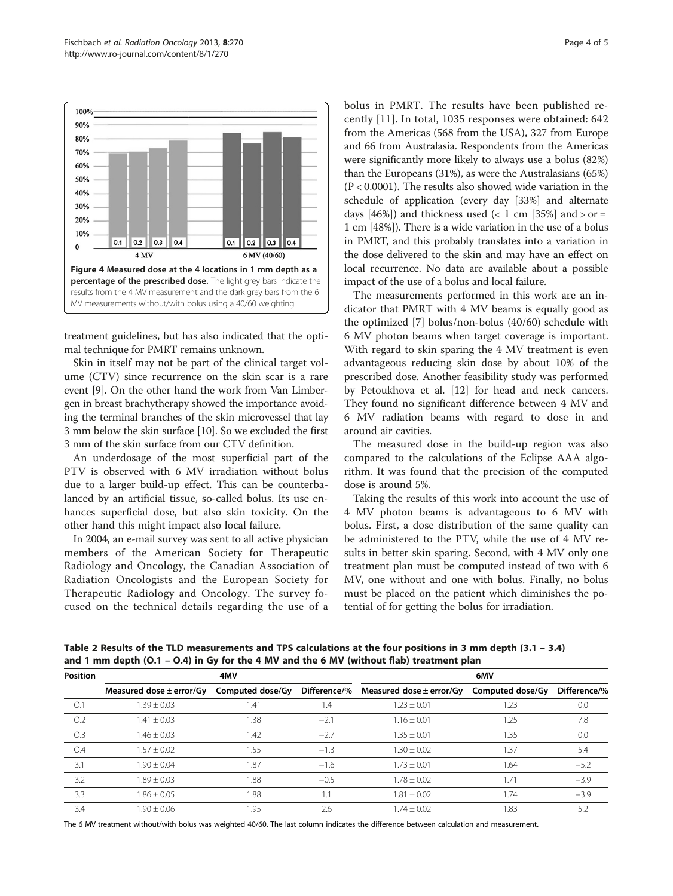Figure 4 Measured dose at the 4 locations in 1 mm depth as a percentage of the prescribed dose. The light grey bars indicate the results from the 4 MV measurement and the dark grey bars from the 6 MV measurements without/with bolus using a 40/60 weighting.

treatment guidelines, but has also indicated that the optimal technique for PMRT remains unknown.

Skin in itself may not be part of the clinical target volume (CTV) since recurrence on the skin scar is a rare event [9]. On the other hand the work from Van Limbergen in breast brachytherapy showed the importance avoiding the terminal branches of the skin microvessel that lay 3 mm below the skin surface [10]. So we excluded the first 3 mm of the skin surface from our CTV definition.

An underdosage of the most superficial part of the PTV is observed with 6 MV irradiation without bolus due to a larger build-up effect. This can be counterbalanced by an artificial tissue, so-called bolus. Its use enhances superficial dose, but also skin toxicity. On the other hand this might impact also local failure.

In 2004, an e-mail survey was sent to all active physician members of the American Society for Therapeutic Radiology and Oncology, the Canadian Association of Radiation Oncologists and the European Society for Therapeutic Radiology and Oncology. The survey focused on the technical details regarding the use of a bolus in PMRT. The results have been published recently [11]. In total, 1035 responses were obtained: 642 from the Americas (568 from the USA), 327 from Europe and 66 from Australasia. Respondents from the Americas were significantly more likely to always use a bolus (82%) than the Europeans (31%), as were the Australasians (65%) ($P < 0.0001$). The results also showed wide variation in the schedule of application (every day [33%] and alternate days [46%]) and thickness used (< 1 cm [35%] and > or = 1 cm [48%]). There is a wide variation in the use of a bolus in PMRT, and this probably translates into a variation in the dose delivered to the skin and may have an effect on local recurrence. No data are available about a possible impact of the use of a bolus and local failure.

The measurements performed in this work are an indicator that PMRT with 4 MV beams is equally good as the optimized [7] bolus/non-bolus (40/60) schedule with 6 MV photon beams when target coverage is important. With regard to skin sparing the 4 MV treatment is even advantageous reducing skin dose by about 10% of the prescribed dose. Another feasibility study was performed by Petoukhova et al. [12] for head and neck cancers. They found no significant difference between 4 MV and 6 MV radiation beams with regard to dose in and around air cavities.

The measured dose in the build-up region was also compared to the calculations of the Eclipse AAA algorithm. It was found that the precision of the computed dose is around 5%.

Taking the results of this work into account the use of 4 MV photon beams is advantageous to 6 MV with bolus. First, a dose distribution of the same quality can be administered to the PTV, while the use of 4 MV results in better skin sparing. Second, with 4 MV only one treatment plan must be computed instead of two with 6 MV, one without and one with bolus. Finally, no bolus must be placed on the patient which diminishes the potential of for getting the bolus for irradiation.

**Table 2 Results of the TLD measurements and TPS calculations at the four positions in 3 mm depth (3.1 – 3.4) and 1 mm depth (O.1 – O.4) in Gy for the 4 MV and the 6 MV (without flab) treatment plan**

| Position | 4MV | | | 6MV | | |
|---|---|---|---|---|---|---|
| | Measured dose ± error/Gy | Computed dose/Gy | Difference/% | Measured dose ± error/Gy | Computed dose/Gy | Difference/% |
| O.1 | 1.39 ± 0.03 | 1.41 | 1.4 | 1.23 ± 0.01 | 1.23 | 0.0 |
| O.2 | 1.41 ± 0.03 | 1.38 | −2.1 | 1.16 ± 0.01 | 1.25 | 7.8 |
| O.3 | 1.46 ± 0.03 | 1.42 | −2.7 | 1.35 ± 0.01 | 1.35 | 0.0 |
| O.4 | 1.57 ± 0.02 | 1.55 | −1.3 | 1.30 ± 0.02 | 1.37 | 5.4 |
| 3.1 | 1.90 ± 0.04 | 1.87 | −1.6 | 1.73 ± 0.01 | 1.64 | −5.2 |
| 3.2 | 1.89 ± 0.03 | 1.88 | −0.5 | 1.78 ± 0.02 | 1.71 | −3.9 |
| 3.3 | 1.86 ± 0.05 | 1.88 | 1.1 | 1.81 ± 0.02 | 1.74 | −3.9 |
| 3.4 | 1.90 ± 0.06 | 1.95 | 2.6 | 1.74 ± 0.02 | 1.83 | 5.2 |

The 6 MV treatment without/with bolus was weighted 40/60. The last column indicates the difference between calculation and measurement.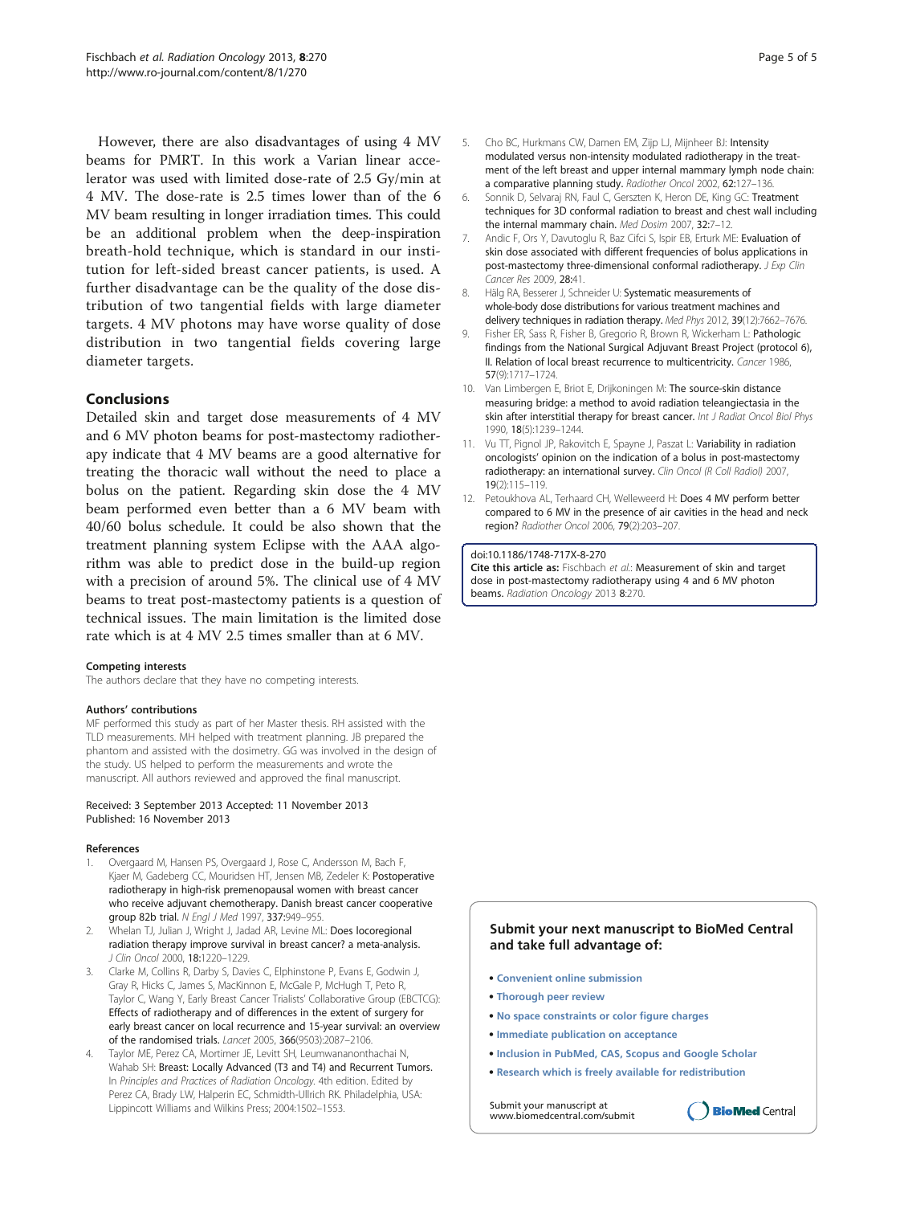However, there are also disadvantages of using 4 MV beams for PMRT. In this work a Varian linear accelerator was used with limited dose-rate of 2.5 Gy/min at 4 MV. The dose-rate is 2.5 times lower than of the 6 MV beam resulting in longer irradiation times. This could be an additional problem when the deep-inspiration breath-hold technique, which is standard in our institution for left-sided breast cancer patients, is used. A further disadvantage can be the quality of the dose distribution of two tangential fields with large diameter targets. 4 MV photons may have worse quality of dose distribution in two tangential fields covering large diameter targets.

## Conclusions

Detailed skin and target dose measurements of 4 MV and 6 MV photon beams for post-mastectomy radiotherapy indicate that 4 MV beams are a good alternative for treating the thoracic wall without the need to place a bolus on the patient. Regarding skin dose the 4 MV beam performed even better than a 6 MV beam with 40/60 bolus schedule. It could be also shown that the treatment planning system Eclipse with the AAA algorithm was able to predict dose in the build-up region with a precision of around 5%. The clinical use of 4 MV beams to treat post-mastectomy patients is a question of technical issues. The main limitation is the limited dose rate which is at 4 MV 2.5 times smaller than at 6 MV.

#### Competing interests

The authors declare that they have no competing interests.

#### Authors' contributions

MF performed this study as part of her Master thesis. RH assisted with the TLD measurements. MH helped with treatment planning. JB prepared the phantom and assisted with the dosimetry. GG was involved in the design of the study. US helped to perform the measurements and wrote the manuscript. All authors reviewed and approved the final manuscript.

Received: 3 September 2013 Accepted: 11 November 2013
Published: 16 November 2013

#### References

1. Overgaard M, Hansen PS, Overgaard J, Rose C, Andersson M, Bach F, Kjaer M, Gadeberg CC, Mouridsen HT, Jensen MB, Zedeler K: **Postoperative radiotherapy in high-risk premenopausal women with breast cancer who receive adjuvant chemotherapy. Danish breast cancer cooperative group 82b trial.** *N Engl J Med* 1997, **337:**949–955.
2. Whelan TJ, Julian J, Wright J, Jadad AR, Levine ML: **Does locoregional radiation therapy improve survival in breast cancer? a meta-analysis.** *J Clin Oncol* 2000, **18:**1220–1229.
3. Clarke M, Collins R, Darby S, Davies C, Elphinstone P, Evans E, Godwin J, Gray R, Hicks C, James S, MacKinnon E, McGale P, McHugh T, Peto R, Taylor C, Wang Y, Early Breast Cancer Trialists' Collaborative Group (EBCTCG): **Effects of radiotherapy and of differences in the extent of surgery for early breast cancer on local recurrence and 15-year survival: an overview of the randomised trials.** *Lancet* 2005, **366**(9503):2087–2106.
4. Taylor ME, Perez CA, Mortimer JE, Levitt SH, Leumwananonthachai N, Wahab SH: **Breast: Locally Advanced (T3 and T4) and Recurrent Tumors.** In *Principles and Practices of Radiation Oncology.* 4th edition. Edited by Perez CA, Brady LW, Halperin EC, Schmidth-Ullrich RK. Philadelphia, USA: Lippincott Williams and Wilkins Press; 2004:1502–1553.
5. Cho BC, Hurkmans CW, Damen EM, Zijp LJ, Mijnheer BJ: **Intensity modulated versus non-intensity modulated radiotherapy in the treatment of the left breast and upper internal mammary lymph node chain: a comparative planning study.** *Radiother Oncol* 2002, **62:**127–136.
6. Sonnik D, Selvaraj RN, Faul C, Gerszten K, Heron DE, King GC: **Treatment techniques for 3D conformal radiation to breast and chest wall including the internal mammary chain.** *Med Dosim* 2007, **32:**7–12.
7. Andic F, Ors Y, Davutoglu R, Baz Cifci S, Ispir EB, Erturk ME: **Evaluation of skin dose associated with different frequencies of bolus applications in post-mastectomy three-dimensional conformal radiotherapy.** *J Exp Clin Cancer Res* 2009, **28:**41.
8. Hälg RA, Besserer J, Schneider U: **Systematic measurements of whole-body dose distributions for various treatment machines and delivery techniques in radiation therapy.** *Med Phys* 2012, **39**(12):7662–7676.
9. Fisher ER, Sass R, Fisher B, Gregorio R, Brown R, Wickerham L: **Pathologic findings from the National Surgical Adjuvant Breast Project (protocol 6), II. Relation of local breast recurrence to multicentricity.** *Cancer* 1986, **57**(9):1717–1724.
10. Van Limbergen E, Briot E, Drijkoningen M: **The source-skin distance measuring bridge: a method to avoid radiation teleangiectasia in the skin after interstitial therapy for breast cancer.** *Int J Radiat Oncol Biol Phys* 1990, **18**(5):1239–1244.
11. Vu TT, Pignol JP, Rakovitch E, Spayne J, Paszat L: **Variability in radiation oncologists' opinion on the indication of a bolus in post-mastectomy radiotherapy: an international survey.** *Clin Oncol (R Coll Radiol)* 2007, **19**(2):115–119.
12. Petoukhova AL, Terhaard CH, Welleweerd H: **Does 4 MV perform better compared to 6 MV in the presence of air cavities in the head and neck region?** *Radiother Oncol* 2006, **79**(2):203–207.

doi:10.1186/1748-717X-8-270
**Cite this article as:** Fischbach *et al.*: Measurement of skin and target dose in post-mastectomy radiotherapy using 4 and 6 MV photon beams. *Radiation Oncology* 2013 **8**:270.

**Submit your next manuscript to BioMed Central and take full advantage of:**

- **Convenient online submission**
- **Thorough peer review**
- **No space constraints or color figure charges**
- **Immediate publication on acceptance**
- **Inclusion in PubMed, CAS, Scopus and Google Scholar**
- **Research which is freely available for redistribution**

Submit your manuscript at www.biomedcentral.com/submit

BioMed Central